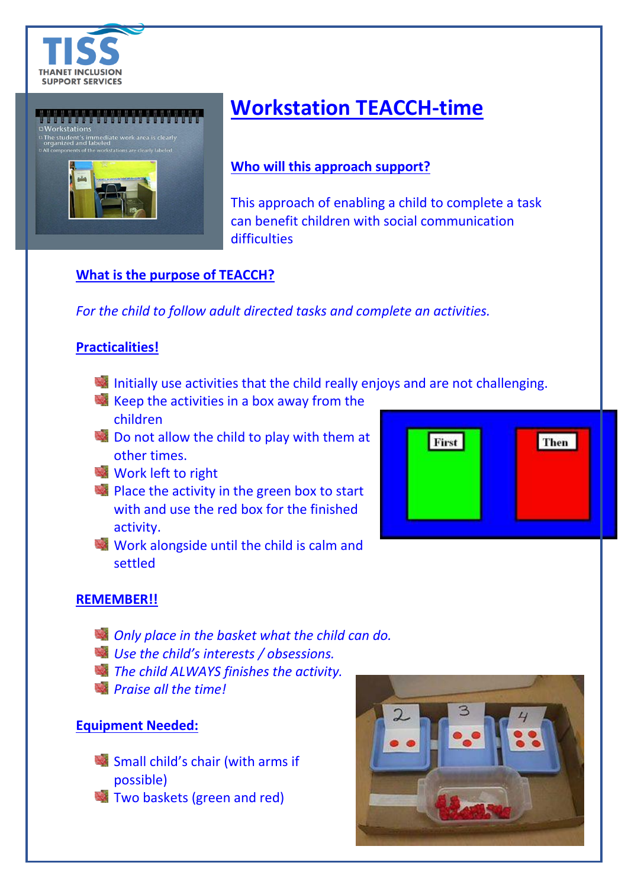# Workstation TEACCH-time

## Who will this approach support?

This approach of enabling a child to complete a task can benefit children with social communication difficulties

## What is the purpose of TEACCH?

*For the child to follow adult directed tasks and complete an activities.*

## Practicalities!

- Initially use activities that the child really enjoys and are not challenging.
- Keep the activities in a box away from the children
- Do not allow the child to play with them at other times.
- Work left to right
- Place the activity in the green box to start with and use the red box for the finished activity.
- Work alongside until the child is calm and settled

## REMEMBER!!

- *Only place in the basket what the child can do.*
- *Use the child's interests / obsessions.*
- *The child ALWAYS finishes the activity.*
- *Praise all the time!*

## Equipment Needed:

- Small child's chair (with arms if possible)
- Two baskets (green and red)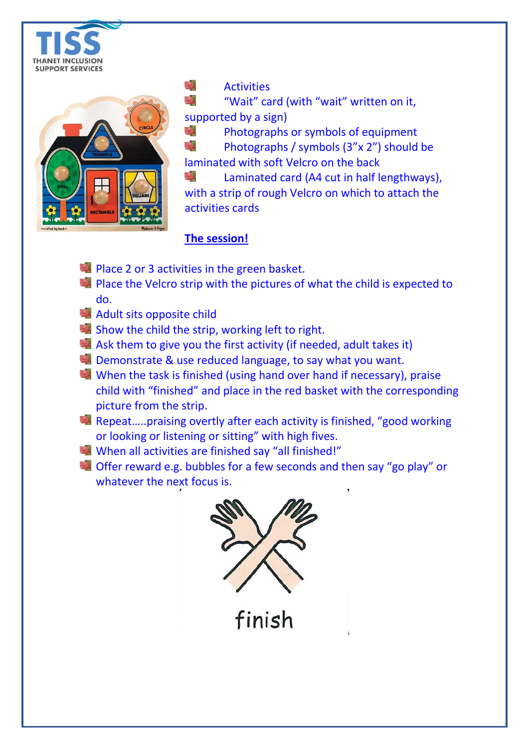- Activities
- "Wait" card (with "wait" written on it, supported by a sign)
- Photographs or symbols of equipment
- Photographs / symbols (3"x 2") should be laminated with soft Velcro on the back
- Laminated card (A4 cut in half lengthways), with a strip of rough Velcro on which to attach the activities cards

**The session!**

- Place 2 or 3 activities in the green basket.
- Place the Velcro strip with the pictures of what the child is expected to do.
- Adult sits opposite child
- Show the child the strip, working left to right.
- Ask them to give you the first activity (if needed, adult takes it)
- Demonstrate & use reduced language, to say what you want.
- When the task is finished (using hand over hand if necessary), praise child with "finished" and place in the red basket with the corresponding picture from the strip.
- Repeat…..praising overtly after each activity is finished, "good working or looking or listening or sitting" with high fives.
- When all activities are finished say "all finished!"
- Offer reward e.g. bubbles for a few seconds and then say "go play" or whatever the next focus is.

finish